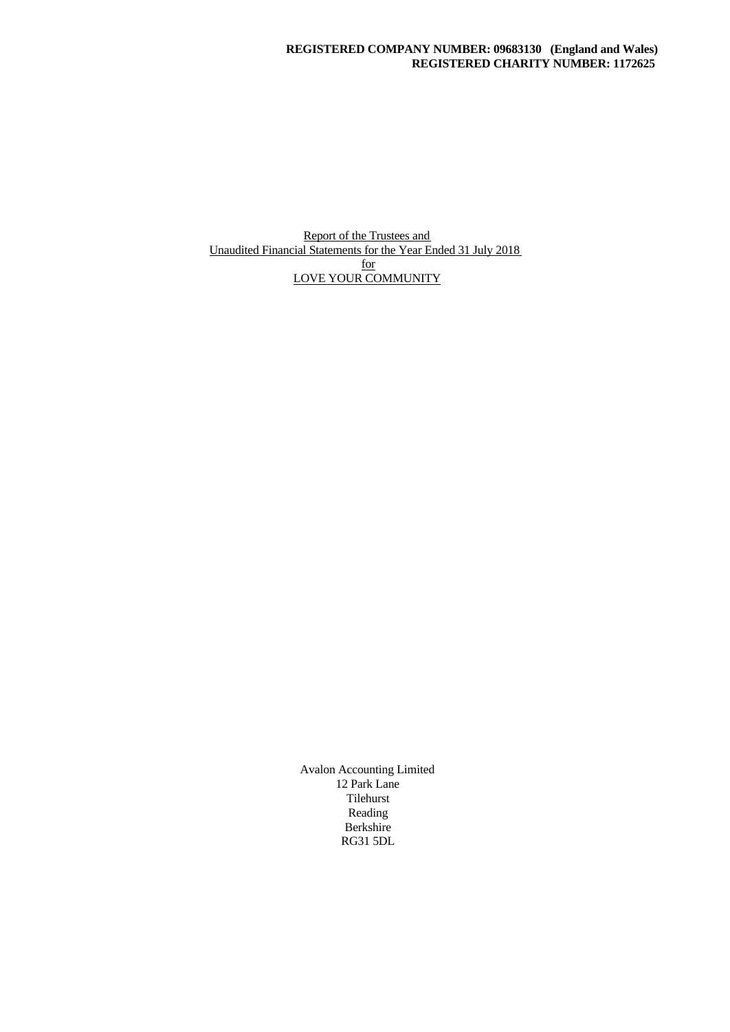**REGISTERED COMPANY NUMBER: 09683130 (England and Wales)**
**REGISTERED CHARITY NUMBER: 1172625**

Report of the Trustees and
Unaudited Financial Statements for the Year Ended 31 July 2018
for
LOVE YOUR COMMUNITY

Avalon Accounting Limited
12 Park Lane
Tilehurst
Reading
Berkshire
RG31 5DL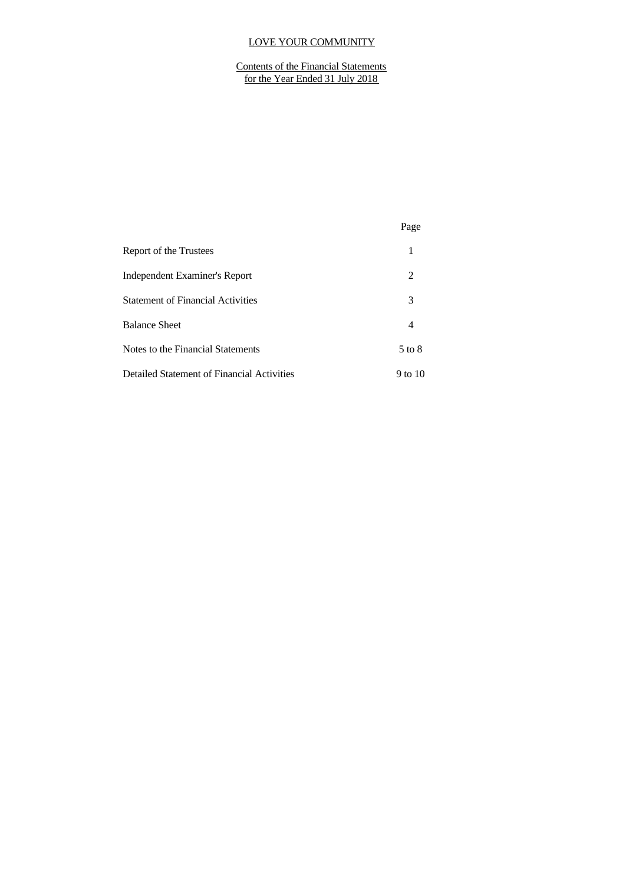# LOVE YOUR COMMUNITY

## Contents of the Financial Statements for the Year Ended 31 July 2018

| | Page |
|---|---|
| Report of the Trustees | 1 |
| Independent Examiner's Report | 2 |
| Statement of Financial Activities | 3 |
| Balance Sheet | 4 |
| Notes to the Financial Statements | 5 to 8 |
| Detailed Statement of Financial Activities | 9 to 10 |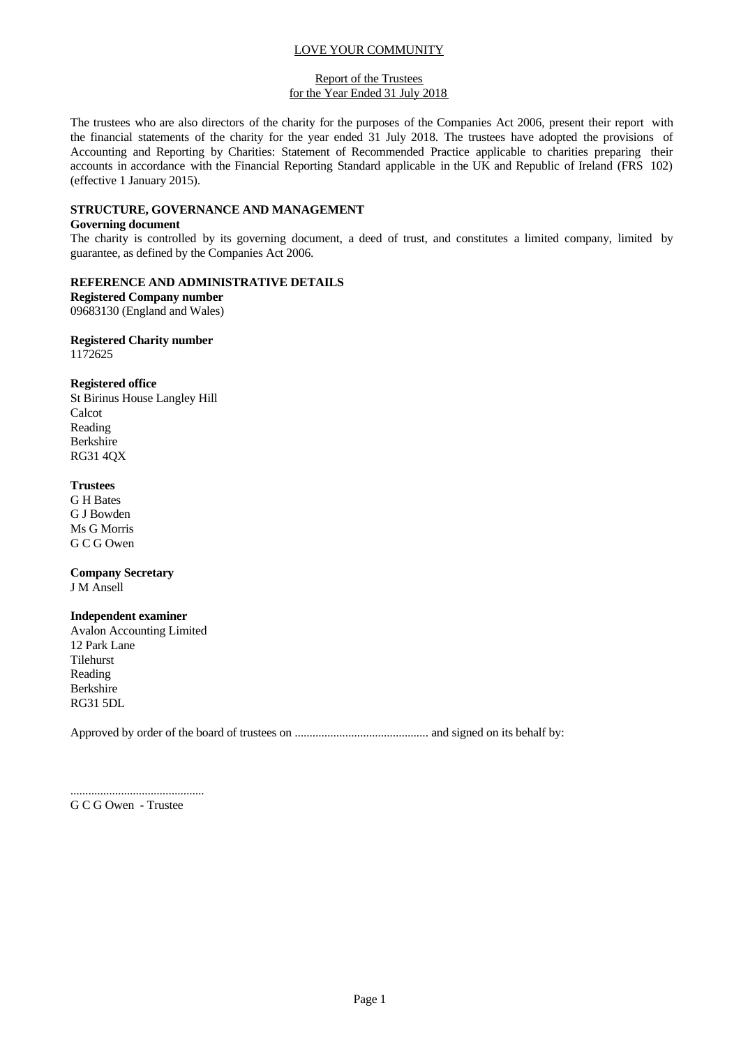# LOVE YOUR COMMUNITY

## Report of the Trustees
## for the Year Ended 31 July 2018

The trustees who are also directors of the charity for the purposes of the Companies Act 2006, present their report with the financial statements of the charity for the year ended 31 July 2018. The trustees have adopted the provisions of Accounting and Reporting by Charities: Statement of Recommended Practice applicable to charities preparing their accounts in accordance with the Financial Reporting Standard applicable in the UK and Republic of Ireland (FRS 102) (effective 1 January 2015).

### STRUCTURE, GOVERNANCE AND MANAGEMENT

**Governing document**

The charity is controlled by its governing document, a deed of trust, and constitutes a limited company, limited by guarantee, as defined by the Companies Act 2006.

### REFERENCE AND ADMINISTRATIVE DETAILS

**Registered Company number**

09683130 (England and Wales)

**Registered Charity number**

1172625

**Registered office**

St Birinus House Langley Hill
Calcot
Reading
Berkshire
RG31 4QX

**Trustees**

G H Bates
G J Bowden
Ms G Morris
G C G Owen

**Company Secretary**

J M Ansell

**Independent examiner**

Avalon Accounting Limited
12 Park Lane
Tilehurst
Reading
Berkshire
RG31 5DL

Approved by order of the board of trustees on ............................................. and signed on its behalf by:

.............................................
G C G Owen - Trustee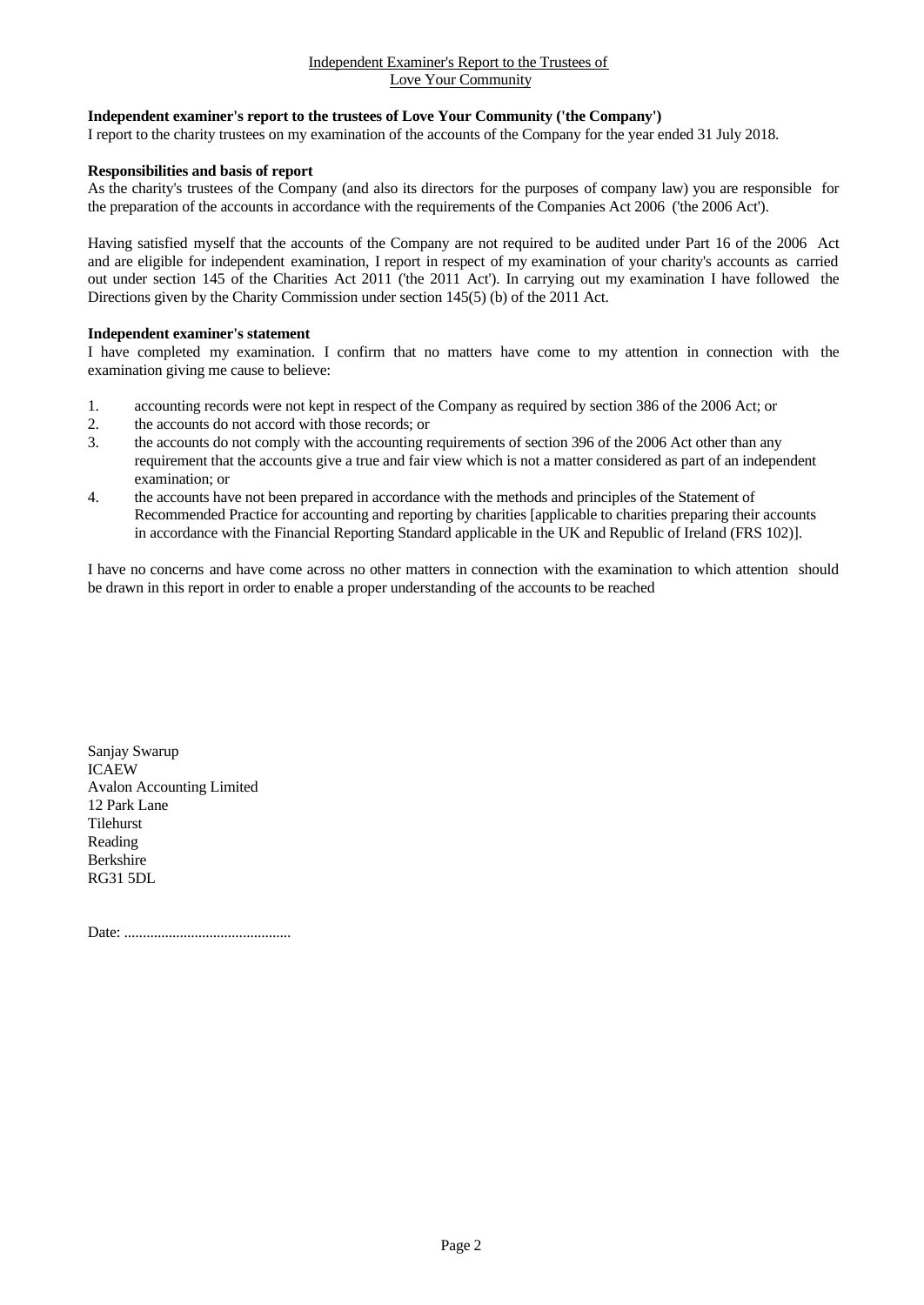Independent Examiner's Report to the Trustees of
Love Your Community

**Independent examiner's report to the trustees of Love Your Community ('the Company')**

I report to the charity trustees on my examination of the accounts of the Company for the year ended 31 July 2018.

**Responsibilities and basis of report**

As the charity's trustees of the Company (and also its directors for the purposes of company law) you are responsible for the preparation of the accounts in accordance with the requirements of the Companies Act 2006 ('the 2006 Act').

Having satisfied myself that the accounts of the Company are not required to be audited under Part 16 of the 2006 Act and are eligible for independent examination, I report in respect of my examination of your charity's accounts as carried out under section 145 of the Charities Act 2011 ('the 2011 Act'). In carrying out my examination I have followed the Directions given by the Charity Commission under section 145(5) (b) of the 2011 Act.

**Independent examiner's statement**

I have completed my examination. I confirm that no matters have come to my attention in connection with the examination giving me cause to believe:

1. accounting records were not kept in respect of the Company as required by section 386 of the 2006 Act; or
2. the accounts do not accord with those records; or
3. the accounts do not comply with the accounting requirements of section 396 of the 2006 Act other than any requirement that the accounts give a true and fair view which is not a matter considered as part of an independent examination; or
4. the accounts have not been prepared in accordance with the methods and principles of the Statement of Recommended Practice for accounting and reporting by charities [applicable to charities preparing their accounts in accordance with the Financial Reporting Standard applicable in the UK and Republic of Ireland (FRS 102)].

I have no concerns and have come across no other matters in connection with the examination to which attention should be drawn in this report in order to enable a proper understanding of the accounts to be reached

Sanjay Swarup
ICAEW
Avalon Accounting Limited
12 Park Lane
Tilehurst
Reading
Berkshire
RG31 5DL

Date: .............................................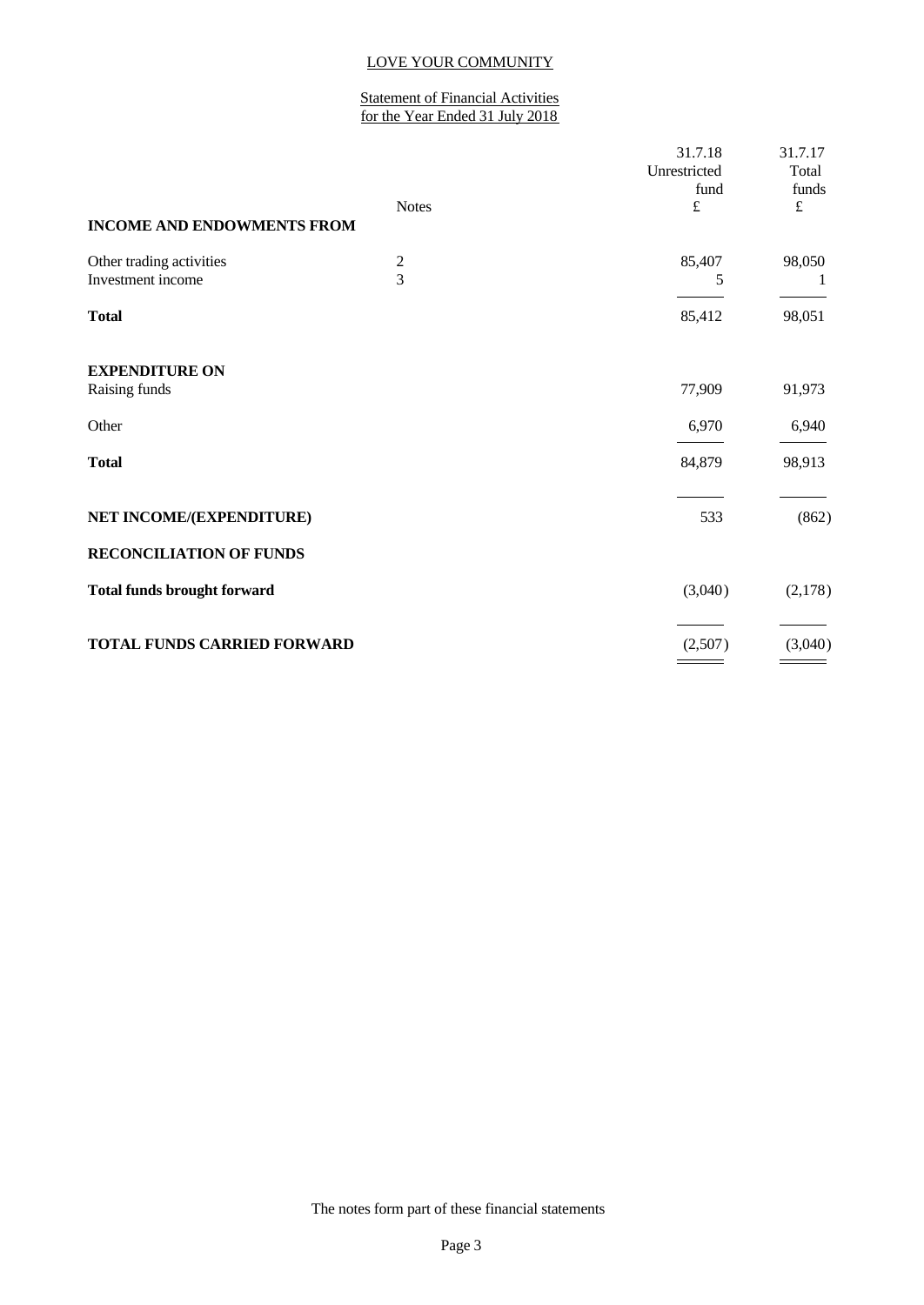# LOVE YOUR COMMUNITY

## Statement of Financial Activities for the Year Ended 31 July 2018

| | Notes | 31.7.18 Unrestricted fund £ | 31.7.17 Total funds £ |
|---|---|---|---|
| **INCOME AND ENDOWMENTS FROM** | | | |
| Other trading activities | 2 | 85,407 | 98,050 |
| Investment income | 3 | 5 | 1 |
| **Total** | | 85,412 | 98,051 |
| | | | |
| **EXPENDITURE ON** | | | |
| Raising funds | | 77,909 | 91,973 |
| Other | | 6,970 | 6,940 |
| **Total** | | 84,879 | 98,913 |
| | | | |
| **NET INCOME/(EXPENDITURE)** | | 533 | (862) |
| **RECONCILIATION OF FUNDS** | | | |
| **Total funds brought forward** | | (3,040) | (2,178) |
| | | | |
| **TOTAL FUNDS CARRIED FORWARD** | | (2,507) | (3,040) |

The notes form part of these financial statements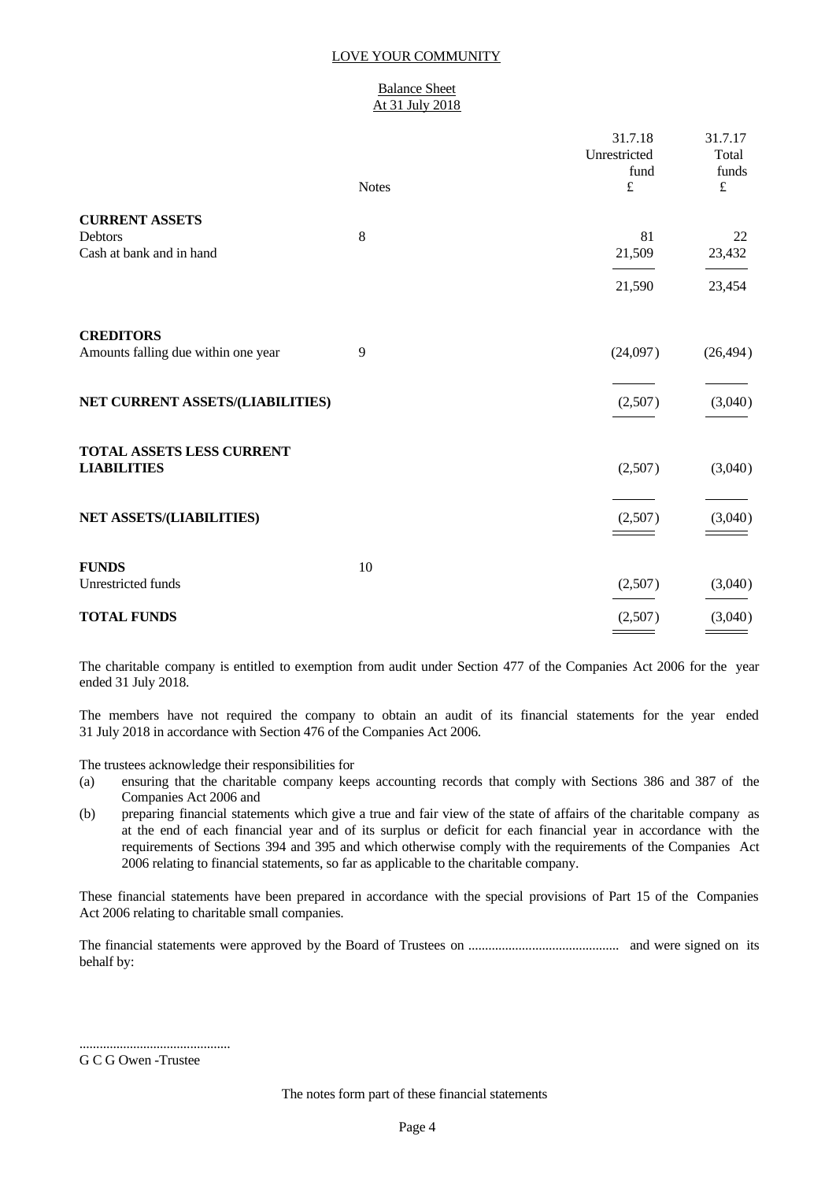LOVE YOUR COMMUNITY

## Balance Sheet
## At 31 July 2018

| | Notes | 31.7.18 Unrestricted fund £ | 31.7.17 Total funds £ |
|---|---|---|---|
| **CURRENT ASSETS** | | | |
| Debtors | 8 | 81 | 22 |
| Cash at bank and in hand | | 21,509 | 23,432 |
| | | 21,590 | 23,454 |
| **CREDITORS** | | | |
| Amounts falling due within one year | 9 | (24,097) | (26,494) |
| **NET CURRENT ASSETS/(LIABILITIES)** | | (2,507) | (3,040) |
| **TOTAL ASSETS LESS CURRENT LIABILITIES** | | (2,507) | (3,040) |
| **NET ASSETS/(LIABILITIES)** | | (2,507) | (3,040) |
| **FUNDS** | 10 | | |
| Unrestricted funds | | (2,507) | (3,040) |
| **TOTAL FUNDS** | | (2,507) | (3,040) |

The charitable company is entitled to exemption from audit under Section 477 of the Companies Act 2006 for the year ended 31 July 2018.

The members have not required the company to obtain an audit of its financial statements for the year ended 31 July 2018 in accordance with Section 476 of the Companies Act 2006.

The trustees acknowledge their responsibilities for

(a) ensuring that the charitable company keeps accounting records that comply with Sections 386 and 387 of the Companies Act 2006 and

(b) preparing financial statements which give a true and fair view of the state of affairs of the charitable company as at the end of each financial year and of its surplus or deficit for each financial year in accordance with the requirements of Sections 394 and 395 and which otherwise comply with the requirements of the Companies Act 2006 relating to financial statements, so far as applicable to the charitable company.

These financial statements have been prepared in accordance with the special provisions of Part 15 of the Companies Act 2006 relating to charitable small companies.

The financial statements were approved by the Board of Trustees on ............................................ and were signed on its behalf by:

............................................

G C G Owen -Trustee

The notes form part of these financial statements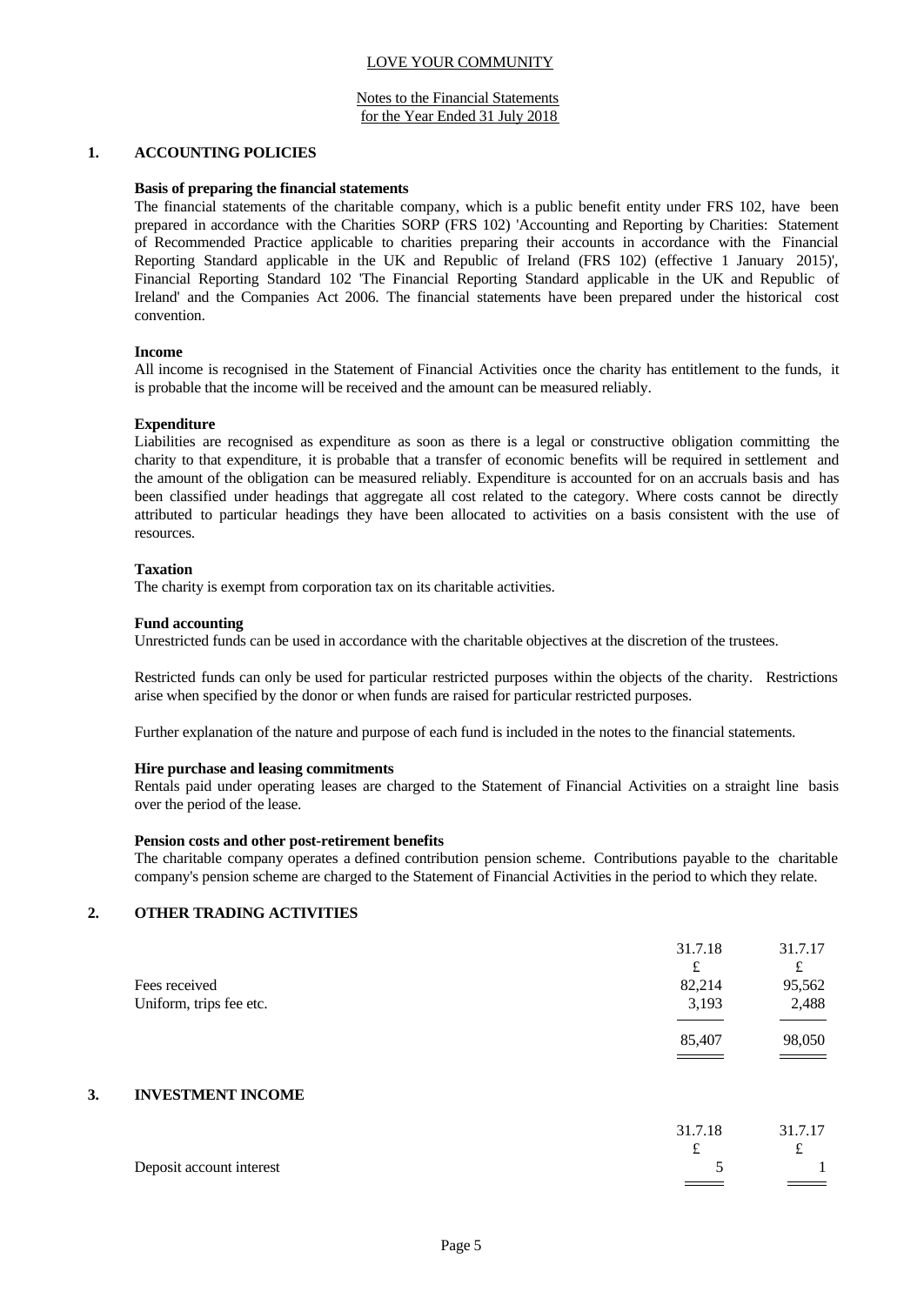LOVE YOUR COMMUNITY

Notes to the Financial Statements
for the Year Ended 31 July 2018

## 1. ACCOUNTING POLICIES

**Basis of preparing the financial statements**

The financial statements of the charitable company, which is a public benefit entity under FRS 102, have been prepared in accordance with the Charities SORP (FRS 102) 'Accounting and Reporting by Charities: Statement of Recommended Practice applicable to charities preparing their accounts in accordance with the Financial Reporting Standard applicable in the UK and Republic of Ireland (FRS 102) (effective 1 January 2015)', Financial Reporting Standard 102 'The Financial Reporting Standard applicable in the UK and Republic of Ireland' and the Companies Act 2006. The financial statements have been prepared under the historical cost convention.

**Income**

All income is recognised in the Statement of Financial Activities once the charity has entitlement to the funds, it is probable that the income will be received and the amount can be measured reliably.

**Expenditure**

Liabilities are recognised as expenditure as soon as there is a legal or constructive obligation committing the charity to that expenditure, it is probable that a transfer of economic benefits will be required in settlement and the amount of the obligation can be measured reliably. Expenditure is accounted for on an accruals basis and has been classified under headings that aggregate all cost related to the category. Where costs cannot be directly attributed to particular headings they have been allocated to activities on a basis consistent with the use of resources.

**Taxation**

The charity is exempt from corporation tax on its charitable activities.

**Fund accounting**

Unrestricted funds can be used in accordance with the charitable objectives at the discretion of the trustees.

Restricted funds can only be used for particular restricted purposes within the objects of the charity. Restrictions arise when specified by the donor or when funds are raised for particular restricted purposes.

Further explanation of the nature and purpose of each fund is included in the notes to the financial statements.

**Hire purchase and leasing commitments**

Rentals paid under operating leases are charged to the Statement of Financial Activities on a straight line basis over the period of the lease.

**Pension costs and other post-retirement benefits**

The charitable company operates a defined contribution pension scheme. Contributions payable to the charitable company's pension scheme are charged to the Statement of Financial Activities in the period to which they relate.

## 2. OTHER TRADING ACTIVITIES

| | 31.7.18 | 31.7.17 |
|---|---|---|
| | £ | £ |
| Fees received | 82,214 | 95,562 |
| Uniform, trips fee etc. | 3,193 | 2,488 |
| | 85,407 | 98,050 |

## 3. INVESTMENT INCOME

| | 31.7.18 | 31.7.17 |
|---|---|---|
| | £ | £ |
| Deposit account interest | 5 | 1 |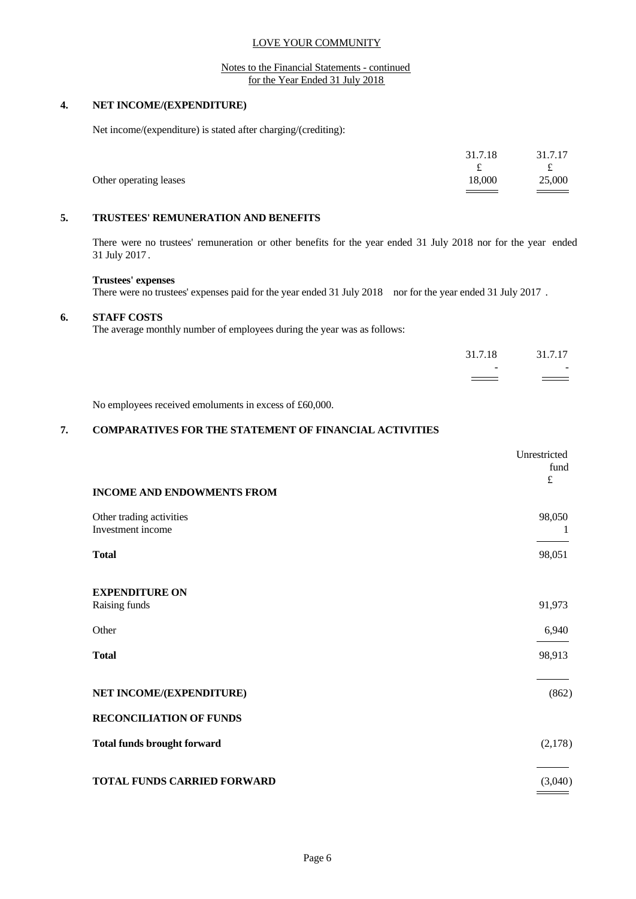LOVE YOUR COMMUNITY

Notes to the Financial Statements - continued
for the Year Ended 31 July 2018

## 4. NET INCOME/(EXPENDITURE)

Net income/(expenditure) is stated after charging/(crediting):

| | 31.7.18 | 31.7.17 |
|---|---|---|
| | £ | £ |
| Other operating leases | 18,000 | 25,000 |

## 5. TRUSTEES' REMUNERATION AND BENEFITS

There were no trustees' remuneration or other benefits for the year ended 31 July 2018 nor for the year ended 31 July 2017.

**Trustees' expenses**

There were no trustees' expenses paid for the year ended 31 July 2018 nor for the year ended 31 July 2017.

## 6. STAFF COSTS

The average monthly number of employees during the year was as follows:

| | 31.7.18 | 31.7.17 |
|---|---|---|
| | - | - |

No employees received emoluments in excess of £60,000.

## 7. COMPARATIVES FOR THE STATEMENT OF FINANCIAL ACTIVITIES

| | Unrestricted fund |
|---|---|
| | £ |
| **INCOME AND ENDOWMENTS FROM** | |
| Other trading activities | 98,050 |
| Investment income | 1 |
| **Total** | 98,051 |
| **EXPENDITURE ON** | |
| Raising funds | 91,973 |
| Other | 6,940 |
| **Total** | 98,913 |
| **NET INCOME/(EXPENDITURE)** | (862) |
| **RECONCILIATION OF FUNDS** | |
| **Total funds brought forward** | (2,178) |
| **TOTAL FUNDS CARRIED FORWARD** | (3,040) |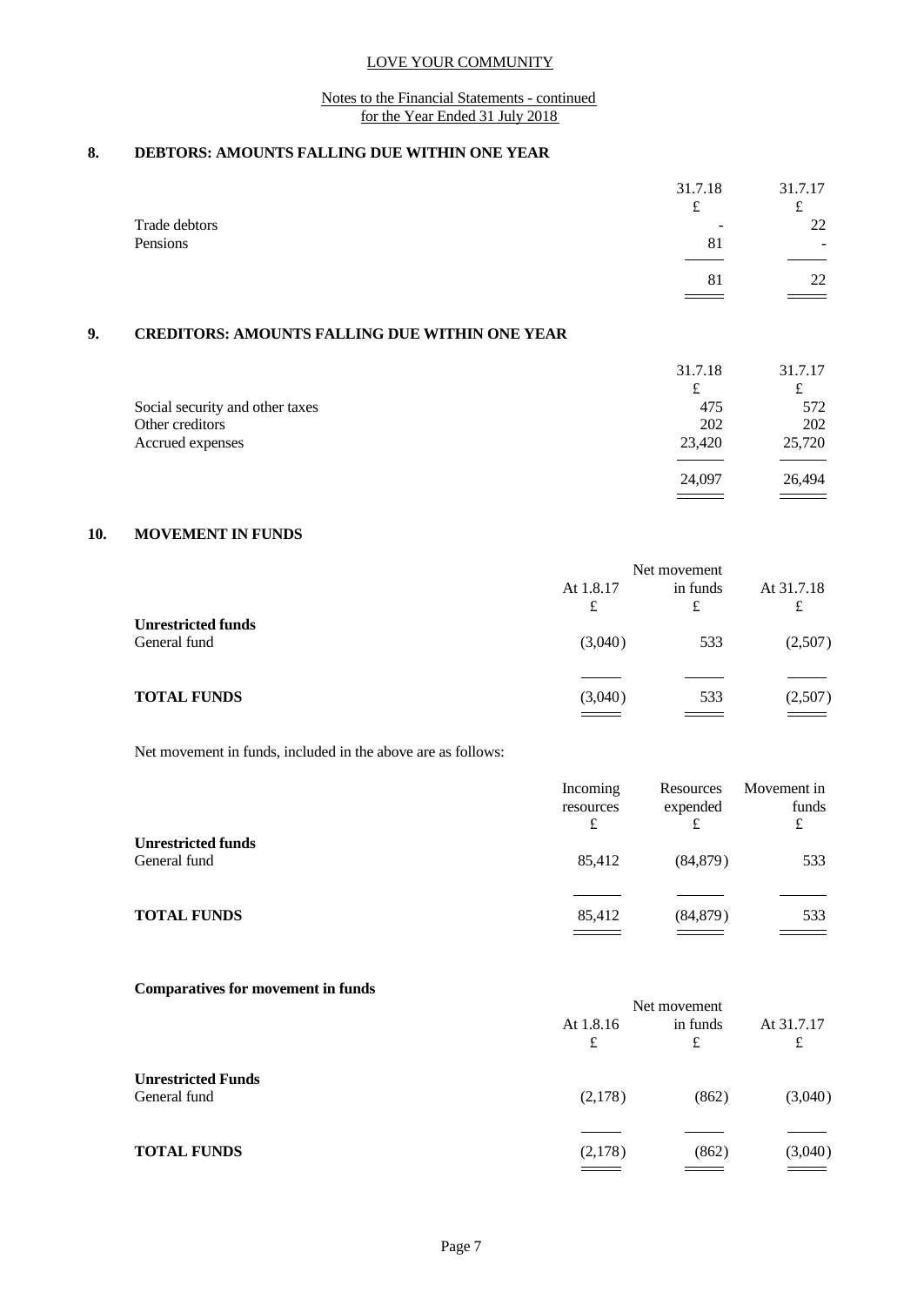LOVE YOUR COMMUNITY

Notes to the Financial Statements - continued
for the Year Ended 31 July 2018

## 8. DEBTORS: AMOUNTS FALLING DUE WITHIN ONE YEAR

| | 31.7.18 | 31.7.17 |
|---|---|---|
| | £ | £ |
| Trade debtors | - | 22 |
| Pensions | 81 | - |
| | 81 | 22 |

## 9. CREDITORS: AMOUNTS FALLING DUE WITHIN ONE YEAR

| | 31.7.18 | 31.7.17 |
|---|---|---|
| | £ | £ |
| Social security and other taxes | 475 | 572 |
| Other creditors | 202 | 202 |
| Accrued expenses | 23,420 | 25,720 |
| | 24,097 | 26,494 |

## 10. MOVEMENT IN FUNDS

| | At 1.8.17 | Net movement in funds | At 31.7.18 |
|---|---|---|---|
| | £ | £ | £ |
| **Unrestricted funds** | | | |
| General fund | (3,040) | 533 | (2,507) |
| **TOTAL FUNDS** | (3,040) | 533 | (2,507) |

Net movement in funds, included in the above are as follows:

| | Incoming resources | Resources expended | Movement in funds |
|---|---|---|---|
| | £ | £ | £ |
| **Unrestricted funds** | | | |
| General fund | 85,412 | (84,879) | 533 |
| **TOTAL FUNDS** | 85,412 | (84,879) | 533 |

**Comparatives for movement in funds**

| | At 1.8.16 | Net movement in funds | At 31.7.17 |
|---|---|---|---|
| | £ | £ | £ |
| **Unrestricted Funds** | | | |
| General fund | (2,178) | (862) | (3,040) |
| **TOTAL FUNDS** | (2,178) | (862) | (3,040) |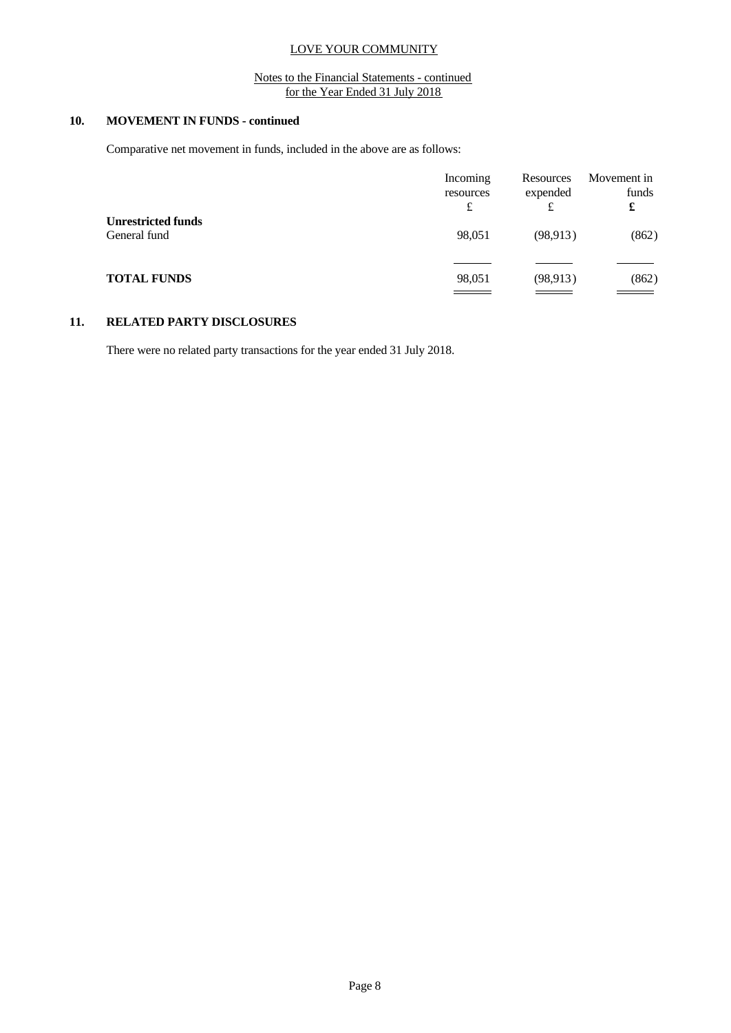## 10. MOVEMENT IN FUNDS - continued

Comparative net movement in funds, included in the above are as follows:

| | Incoming resources £ | Resources expended £ | Movement in funds **£** |
|---|---|---|---|
| **Unrestricted funds** | | | |
| General fund | 98,051 | (98,913) | (862) |
| **TOTAL FUNDS** | 98,051 | (98,913) | (862) |

## 11. RELATED PARTY DISCLOSURES

There were no related party transactions for the year ended 31 July 2018.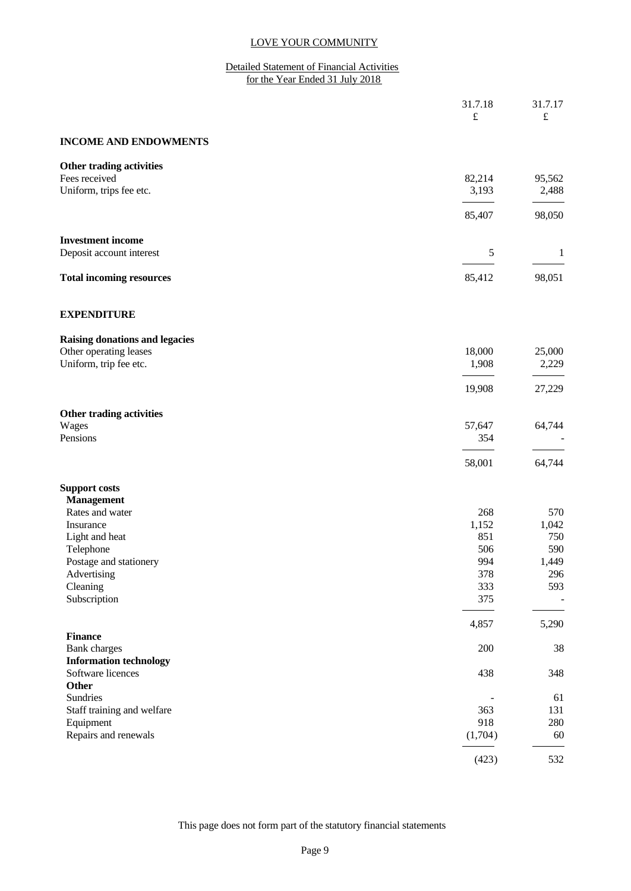LOVE YOUR COMMUNITY

Detailed Statement of Financial Activities
for the Year Ended 31 July 2018

| | 31.7.18<br>£ | 31.7.17<br>£ |
|---|---|---|
| **INCOME AND ENDOWMENTS** | | |
| **Other trading activities** | | |
| Fees received | 82,214 | 95,562 |
| Uniform, trips fee etc. | 3,193 | 2,488 |
| | 85,407 | 98,050 |
| **Investment income** | | |
| Deposit account interest | 5 | 1 |
| **Total incoming resources** | 85,412 | 98,051 |
| **EXPENDITURE** | | |
| **Raising donations and legacies** | | |
| Other operating leases | 18,000 | 25,000 |
| Uniform, trip fee etc. | 1,908 | 2,229 |
| | 19,908 | 27,229 |
| **Other trading activities** | | |
| Wages | 57,647 | 64,744 |
| Pensions | 354 | - |
| | 58,001 | 64,744 |
| **Support costs** | | |
| **Management** | | |
| Rates and water | 268 | 570 |
| Insurance | 1,152 | 1,042 |
| Light and heat | 851 | 750 |
| Telephone | 506 | 590 |
| Postage and stationery | 994 | 1,449 |
| Advertising | 378 | 296 |
| Cleaning | 333 | 593 |
| Subscription | 375 | - |
| | 4,857 | 5,290 |
| **Finance** | | |
| Bank charges | 200 | 38 |
| **Information technology** | | |
| Software licences | 438 | 348 |
| **Other** | | |
| Sundries | - | 61 |
| Staff training and welfare | 363 | 131 |
| Equipment | 918 | 280 |
| Repairs and renewals | (1,704) | 60 |
| | (423) | 532 |

This page does not form part of the statutory financial statements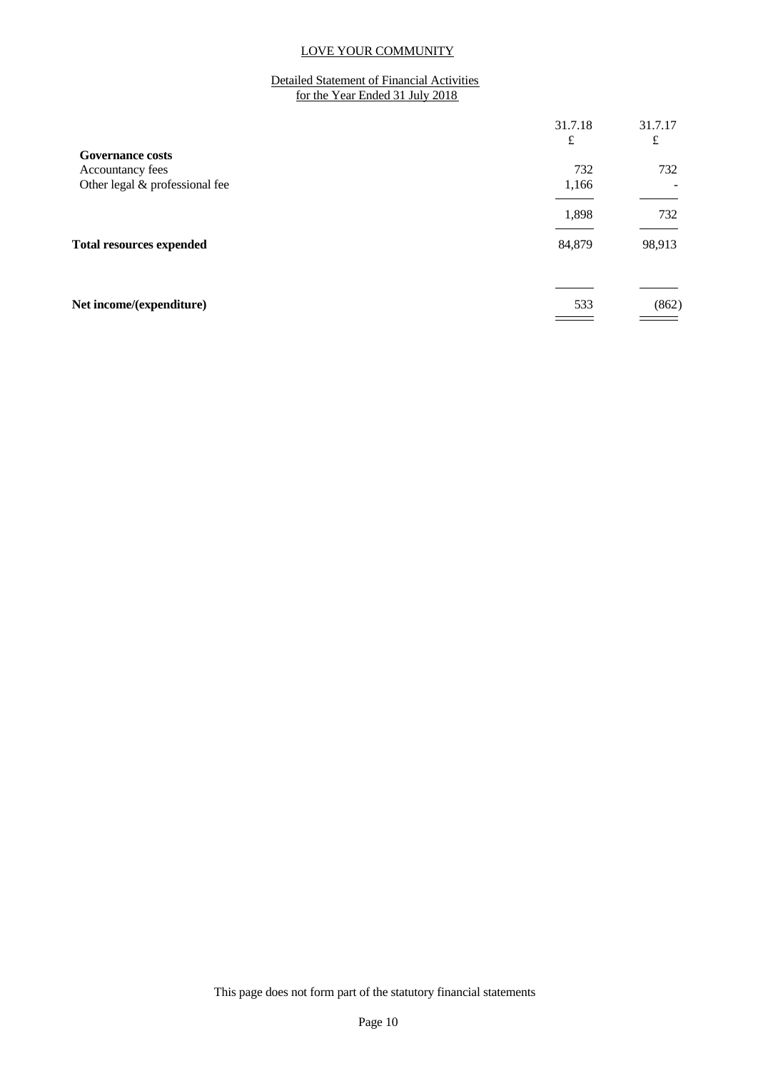LOVE YOUR COMMUNITY

Detailed Statement of Financial Activities
for the Year Ended 31 July 2018

| | 31.7.18 | 31.7.17 |
|---|---|---|
| | £ | £ |
| **Governance costs** | | |
| Accountancy fees | 732 | 732 |
| Other legal & professional fee | 1,166 | - |
| | 1,898 | 732 |
| **Total resources expended** | 84,879 | 98,913 |
| **Net income/(expenditure)** | 533 | (862) |

This page does not form part of the statutory financial statements